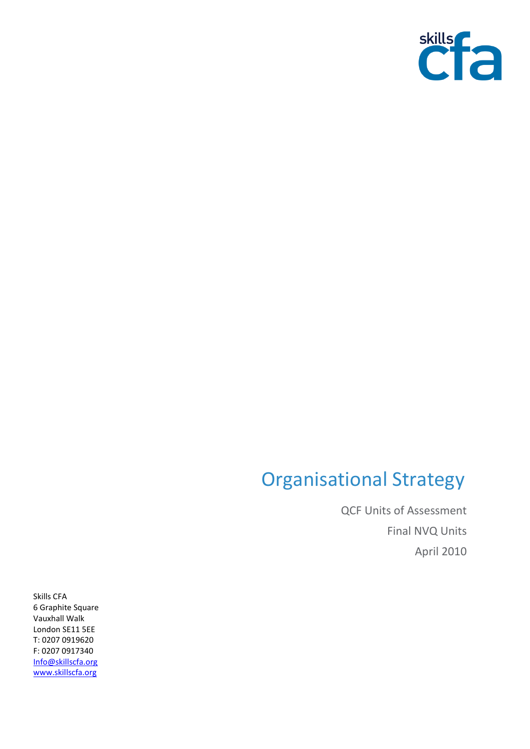skills cfa

# Organisational Strategy

QCF Units of Assessment

Final NVQ Units

April 2010

Skills CFA
6 Graphite Square
Vauxhall Walk
London SE11 5EE
T: 0207 0919620
F: 0207 0917340
Info@skillscfa.org
www.skillscfa.org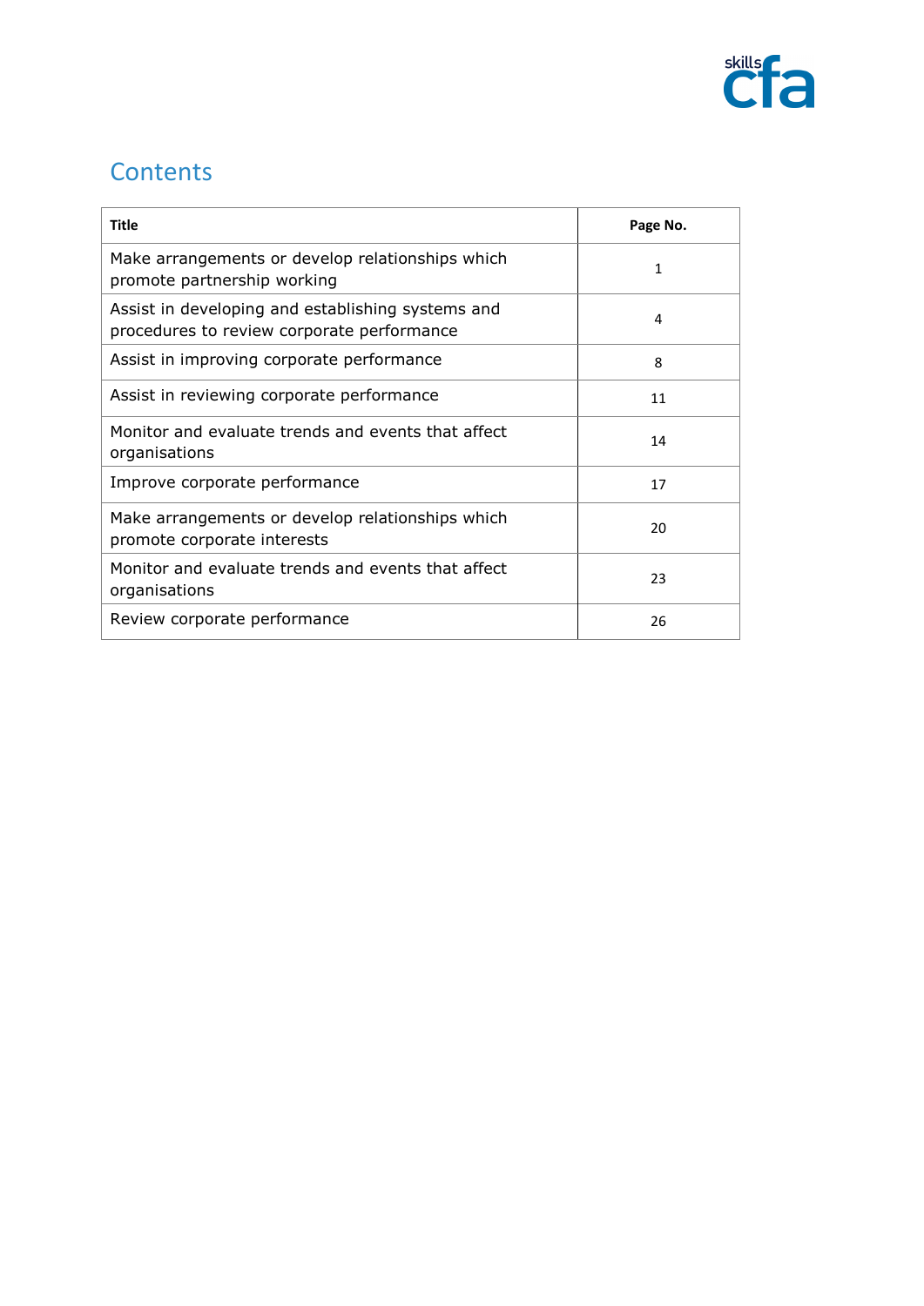## Contents

| Title | Page No. |
|---|---|
| Make arrangements or develop relationships which promote partnership working | 1 |
| Assist in developing and establishing systems and procedures to review corporate performance | 4 |
| Assist in improving corporate performance | 8 |
| Assist in reviewing corporate performance | 11 |
| Monitor and evaluate trends and events that affect organisations | 14 |
| Improve corporate performance | 17 |
| Make arrangements or develop relationships which promote corporate interests | 20 |
| Monitor and evaluate trends and events that affect organisations | 23 |
| Review corporate performance | 26 |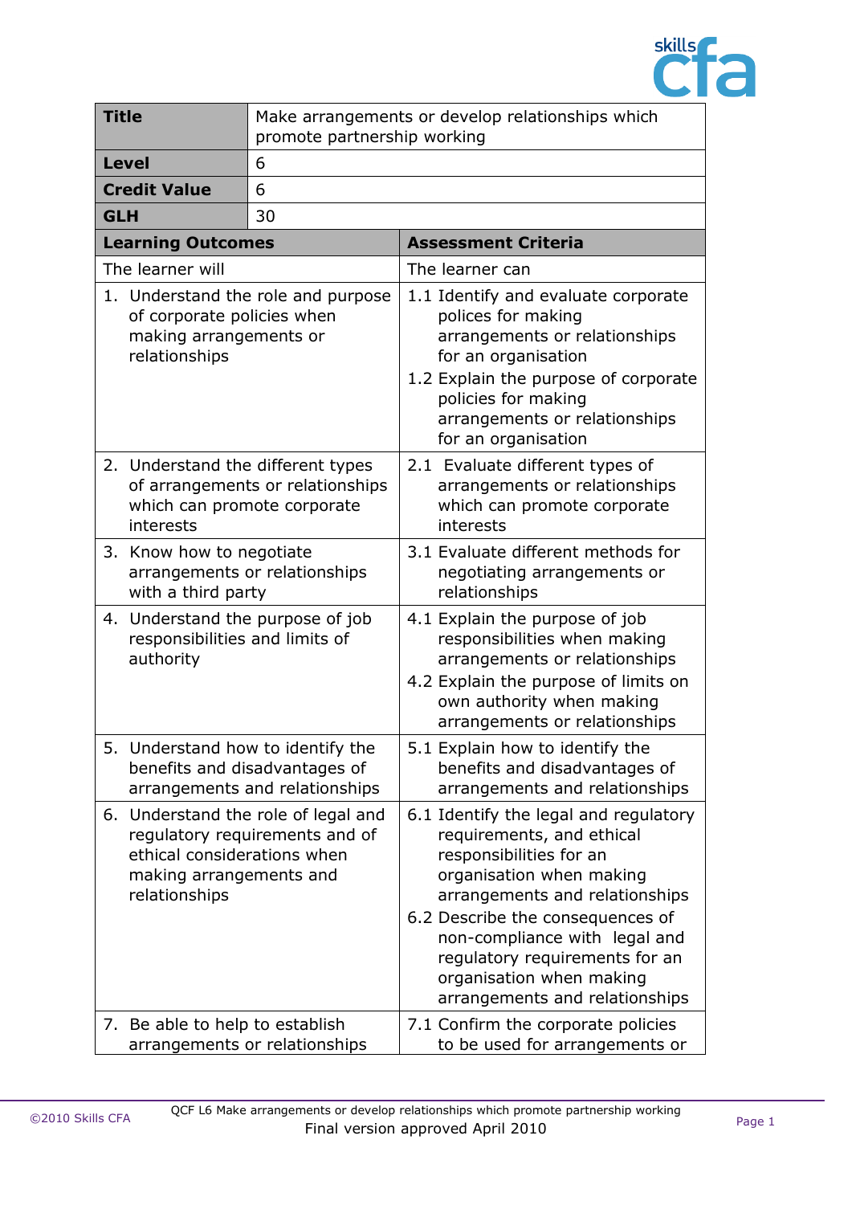| Title | Make arrangements or develop relationships which promote partnership working |
|---|---|
| **Level** | 6 |
| **Credit Value** | 6 |
| **GLH** | 30 |

| Learning Outcomes | Assessment Criteria |
|---|---|
| The learner will | The learner can |
| 1. Understand the role and purpose of corporate policies when making arrangements or relationships | 1.1 Identify and evaluate corporate polices for making arrangements or relationships for an organisation<br>1.2 Explain the purpose of corporate policies for making arrangements or relationships for an organisation |
| 2. Understand the different types of arrangements or relationships which can promote corporate interests | 2.1 Evaluate different types of arrangements or relationships which can promote corporate interests |
| 3. Know how to negotiate arrangements or relationships with a third party | 3.1 Evaluate different methods for negotiating arrangements or relationships |
| 4. Understand the purpose of job responsibilities and limits of authority | 4.1 Explain the purpose of job responsibilities when making arrangements or relationships<br>4.2 Explain the purpose of limits on own authority when making arrangements or relationships |
| 5. Understand how to identify the benefits and disadvantages of arrangements and relationships | 5.1 Explain how to identify the benefits and disadvantages of arrangements and relationships |
| 6. Understand the role of legal and regulatory requirements and of ethical considerations when making arrangements and relationships | 6.1 Identify the legal and regulatory requirements, and ethical responsibilities for an organisation when making arrangements and relationships<br>6.2 Describe the consequences of non-compliance with legal and regulatory requirements for an organisation when making arrangements and relationships |
| 7. Be able to help to establish arrangements or relationships | 7.1 Confirm the corporate policies to be used for arrangements or |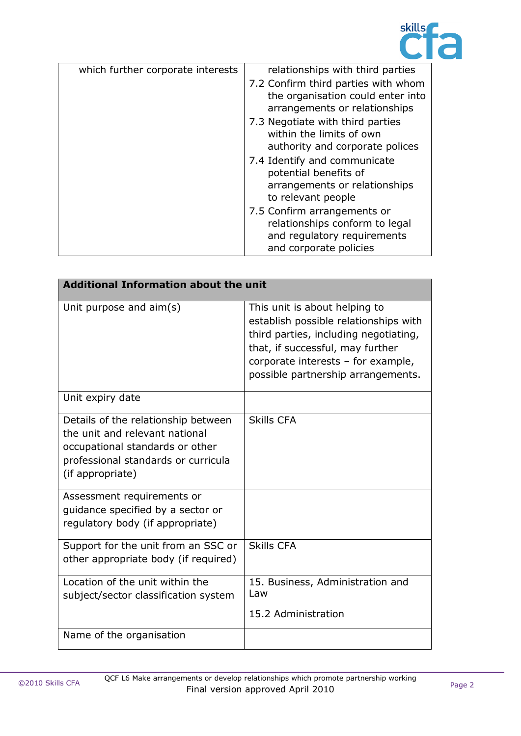| | |
|---|---|
| which further corporate interests | relationships with third parties<br>7.2 Confirm third parties with whom the organisation could enter into arrangements or relationships<br>7.3 Negotiate with third parties within the limits of own authority and corporate polices<br>7.4 Identify and communicate potential benefits of arrangements or relationships to relevant people<br>7.5 Confirm arrangements or relationships conform to legal and regulatory requirements and corporate policies |

| **Additional Information about the unit** | |
|---|---|
| Unit purpose and aim(s) | This unit is about helping to establish possible relationships with third parties, including negotiating, that, if successful, may further corporate interests – for example, possible partnership arrangements. |
| Unit expiry date | |
| Details of the relationship between the unit and relevant national occupational standards or other professional standards or curricula (if appropriate) | Skills CFA |
| Assessment requirements or guidance specified by a sector or regulatory body (if appropriate) | |
| Support for the unit from an SSC or other appropriate body (if required) | Skills CFA |
| Location of the unit within the subject/sector classification system | 15. Business, Administration and Law<br><br>15.2 Administration |
| Name of the organisation | |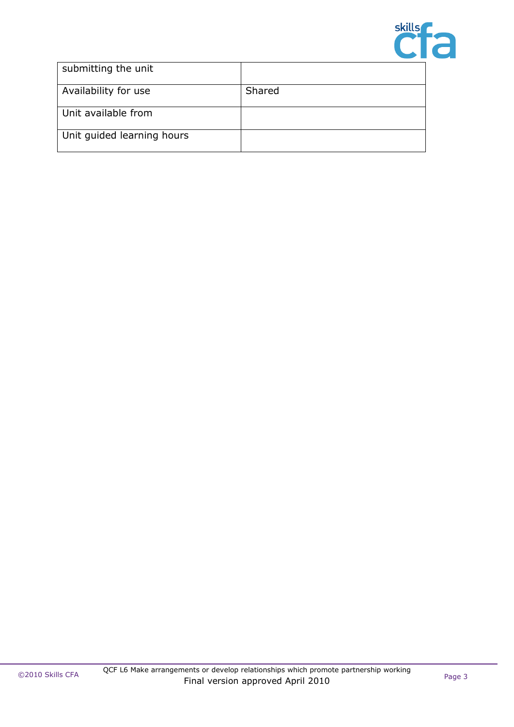| submitting the unit | |
|---|---|
| Availability for use | Shared |
| Unit available from | |
| Unit guided learning hours | |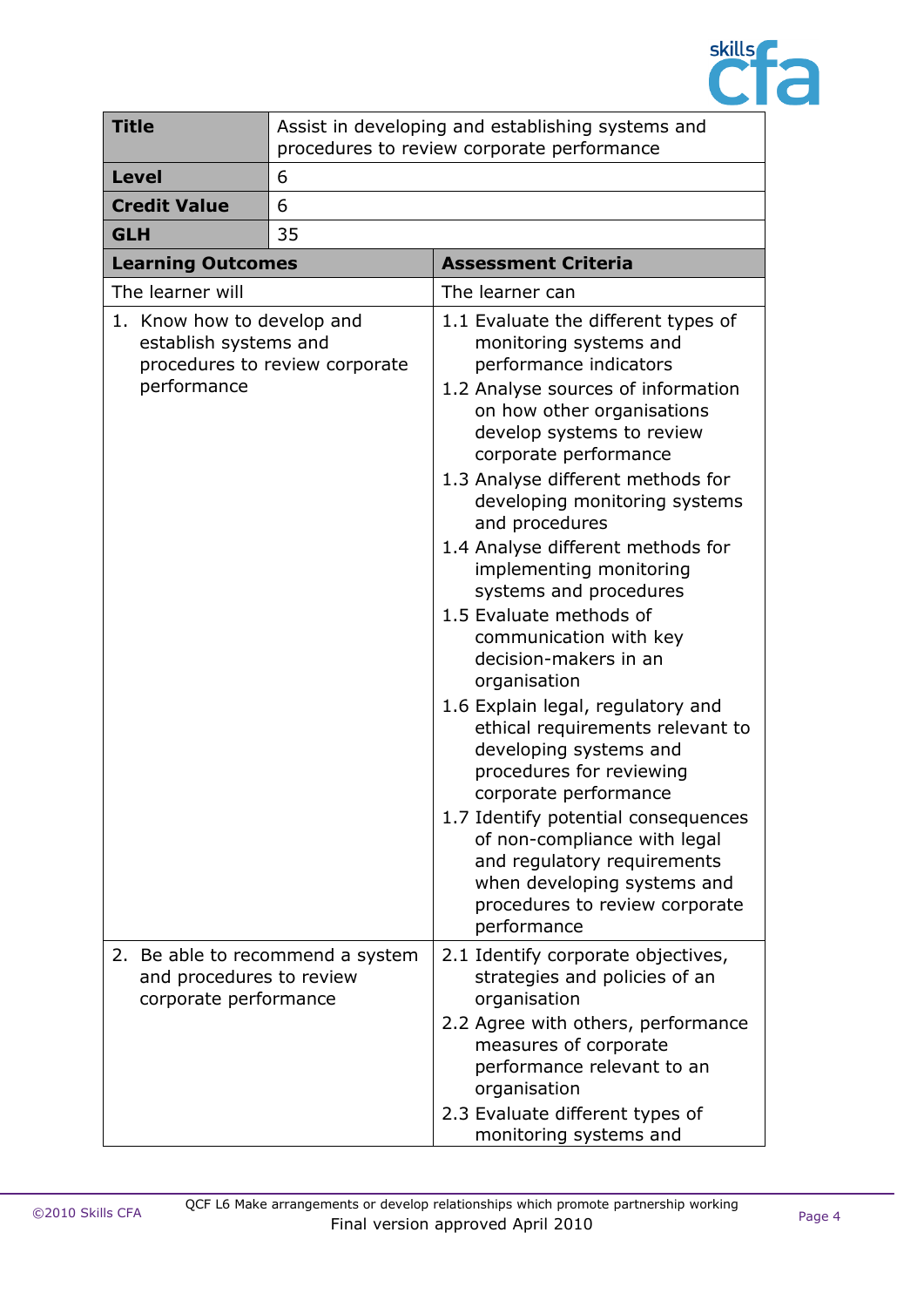| **Title** | Assist in developing and establishing systems and procedures to review corporate performance |
|---|---|
| **Level** | 6 |
| **Credit Value** | 6 |
| **GLH** | 35 |

| **Learning Outcomes** | **Assessment Criteria** |
|---|---|
| The learner will | The learner can |
| 1. Know how to develop and establish systems and procedures to review corporate performance | 1.1 Evaluate the different types of monitoring systems and performance indicators<br>1.2 Analyse sources of information on how other organisations develop systems to review corporate performance<br>1.3 Analyse different methods for developing monitoring systems and procedures<br>1.4 Analyse different methods for implementing monitoring systems and procedures<br>1.5 Evaluate methods of communication with key decision-makers in an organisation<br>1.6 Explain legal, regulatory and ethical requirements relevant to developing systems and procedures for reviewing corporate performance<br>1.7 Identify potential consequences of non-compliance with legal and regulatory requirements when developing systems and procedures to review corporate performance |
| 2. Be able to recommend a system and procedures to review corporate performance | 2.1 Identify corporate objectives, strategies and policies of an organisation<br>2.2 Agree with others, performance measures of corporate performance relevant to an organisation<br>2.3 Evaluate different types of monitoring systems and |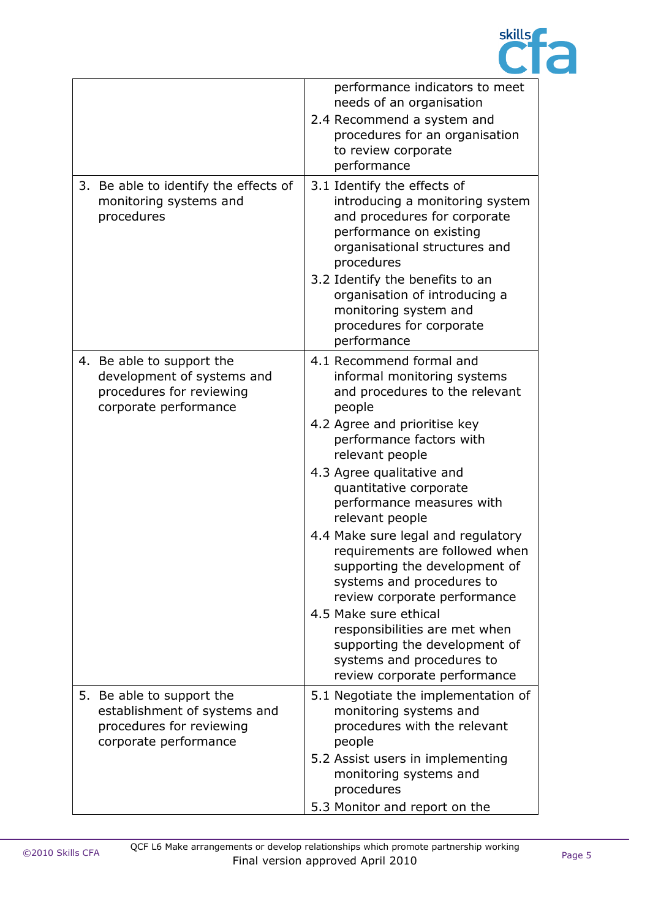| | |
|---|---|
| | performance indicators to meet needs of an organisation<br>2.4 Recommend a system and procedures for an organisation to review corporate performance |
| 3. Be able to identify the effects of monitoring systems and procedures | 3.1 Identify the effects of introducing a monitoring system and procedures for corporate performance on existing organisational structures and procedures<br>3.2 Identify the benefits to an organisation of introducing a monitoring system and procedures for corporate performance |
| 4. Be able to support the development of systems and procedures for reviewing corporate performance | 4.1 Recommend formal and informal monitoring systems and procedures to the relevant people<br>4.2 Agree and prioritise key performance factors with relevant people<br>4.3 Agree qualitative and quantitative corporate performance measures with relevant people<br>4.4 Make sure legal and regulatory requirements are followed when supporting the development of systems and procedures to review corporate performance<br>4.5 Make sure ethical responsibilities are met when supporting the development of systems and procedures to review corporate performance |
| 5. Be able to support the establishment of systems and procedures for reviewing corporate performance | 5.1 Negotiate the implementation of monitoring systems and procedures with the relevant people<br>5.2 Assist users in implementing monitoring systems and procedures<br>5.3 Monitor and report on the |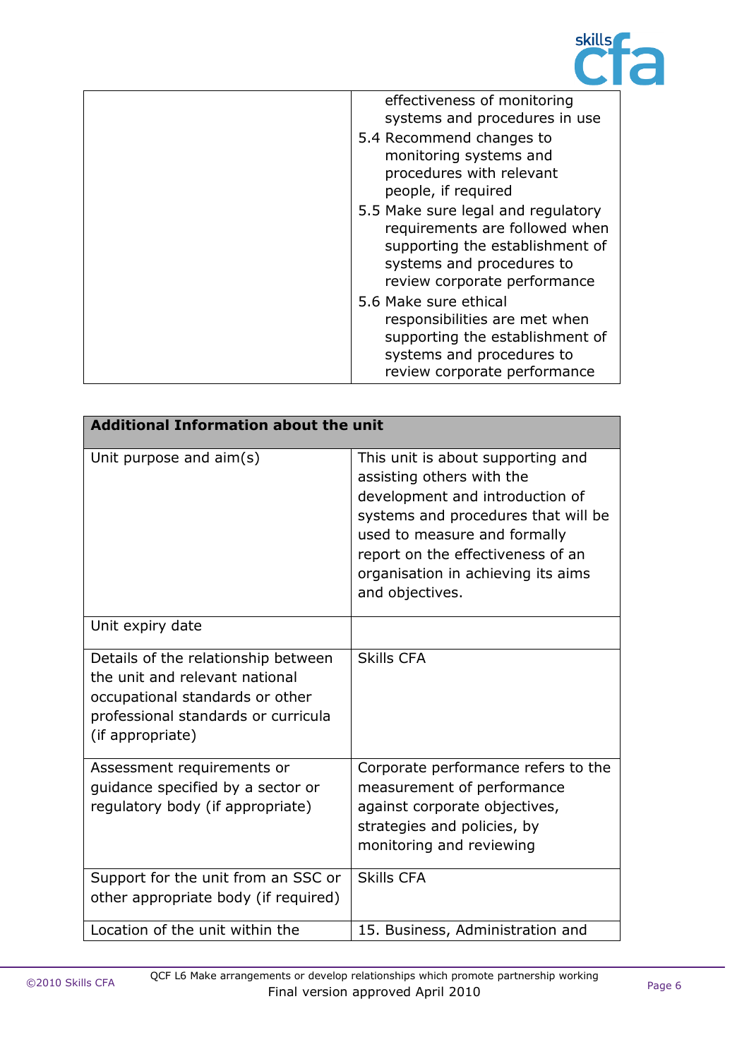| | |
|---|---|
| | effectiveness of monitoring systems and procedures in use<br>5.4 Recommend changes to monitoring systems and procedures with relevant people, if required<br>5.5 Make sure legal and regulatory requirements are followed when supporting the establishment of systems and procedures to review corporate performance<br>5.6 Make sure ethical responsibilities are met when supporting the establishment of systems and procedures to review corporate performance |

| **Additional Information about the unit** | |
|---|---|
| Unit purpose and aim(s) | This unit is about supporting and assisting others with the development and introduction of systems and procedures that will be used to measure and formally report on the effectiveness of an organisation in achieving its aims and objectives. |
| Unit expiry date | |
| Details of the relationship between the unit and relevant national occupational standards or other professional standards or curricula (if appropriate) | Skills CFA |
| Assessment requirements or guidance specified by a sector or regulatory body (if appropriate) | Corporate performance refers to the measurement of performance against corporate objectives, strategies and policies, by monitoring and reviewing |
| Support for the unit from an SSC or other appropriate body (if required) | Skills CFA |
| Location of the unit within the | 15. Business, Administration and |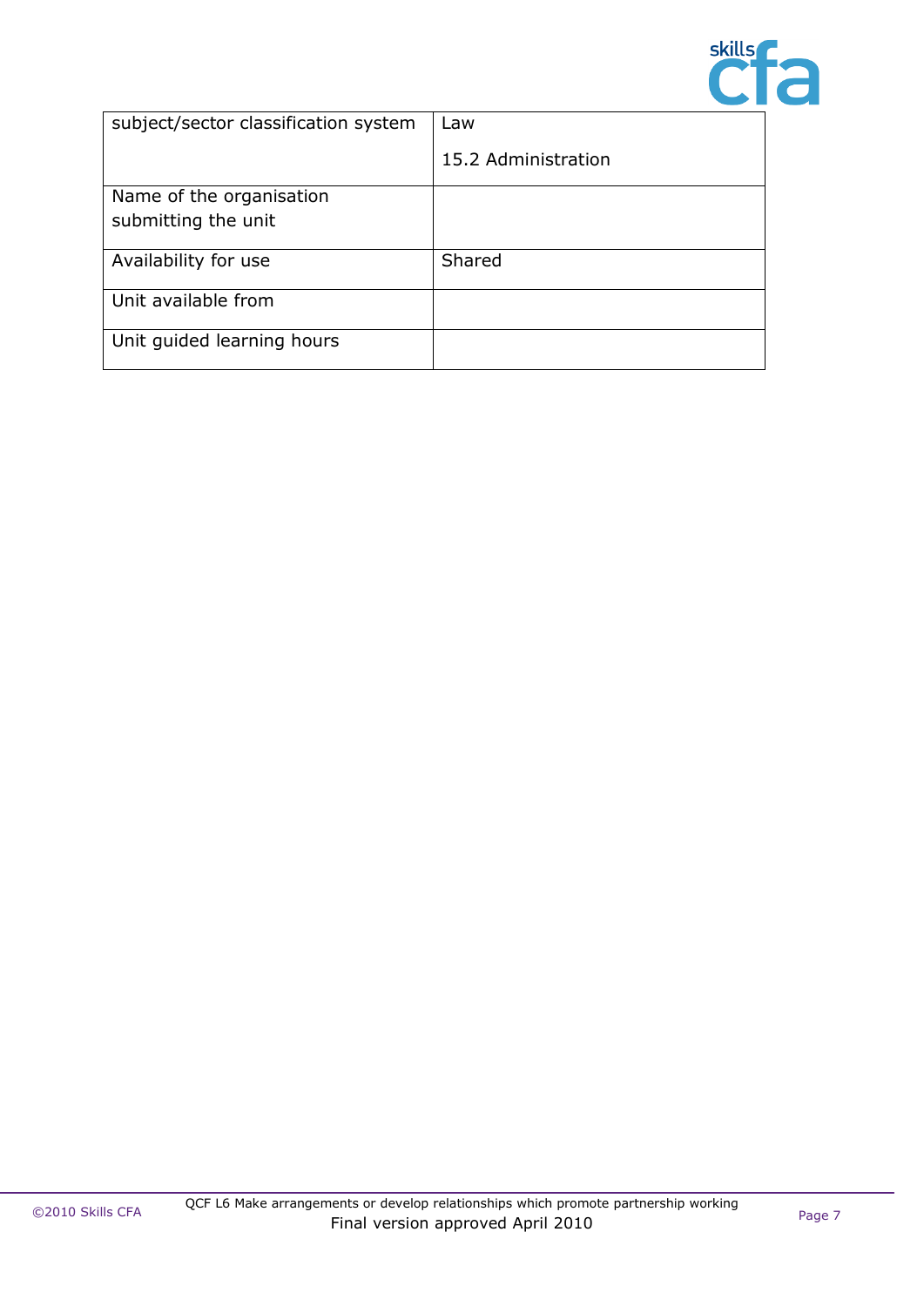| | |
|---|---|
| subject/sector classification system | Law<br><br>15.2 Administration |
| Name of the organisation submitting the unit | |
| Availability for use | Shared |
| Unit available from | |
| Unit guided learning hours | |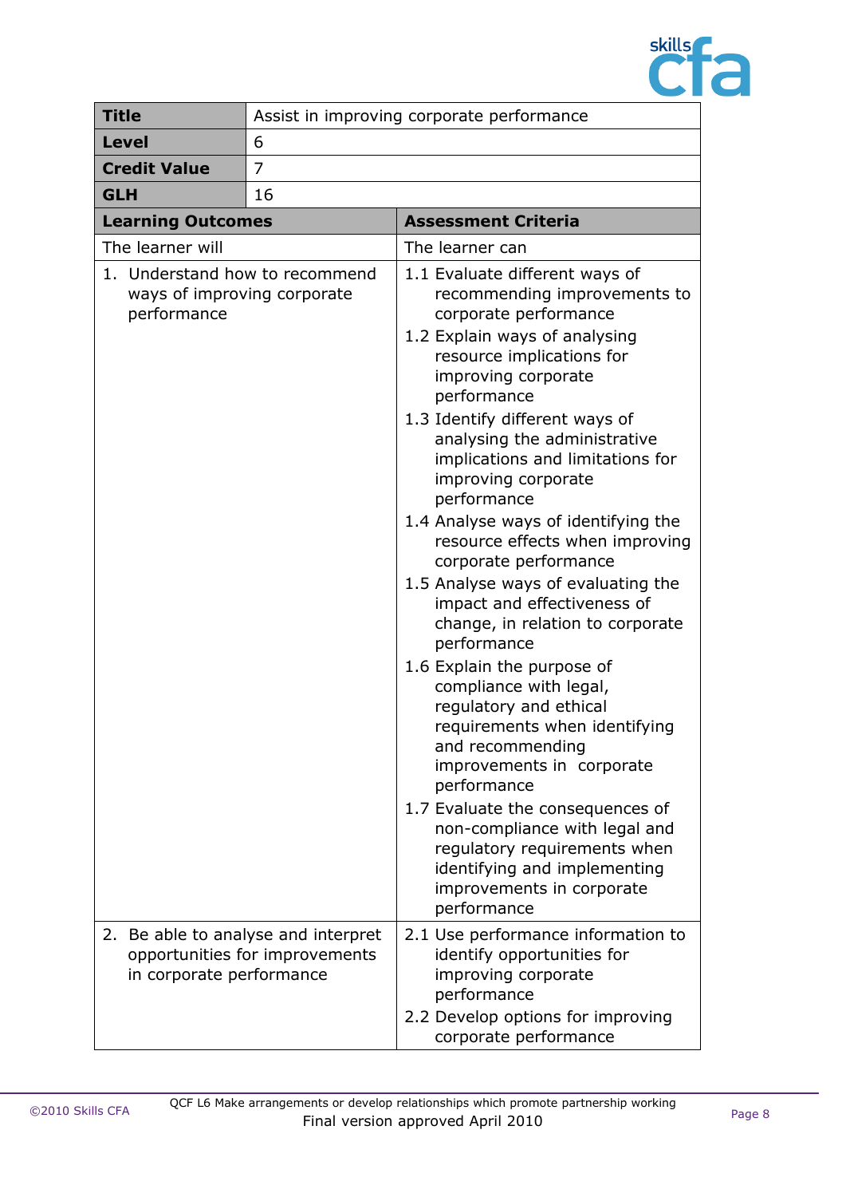| **Title** | Assist in improving corporate performance |
|---|---|
| **Level** | 6 |
| **Credit Value** | 7 |
| **GLH** | 16 |

| **Learning Outcomes** | **Assessment Criteria** |
|---|---|
| The learner will | The learner can |
| 1. Understand how to recommend ways of improving corporate performance | 1.1 Evaluate different ways of recommending improvements to corporate performance<br>1.2 Explain ways of analysing resource implications for improving corporate performance<br>1.3 Identify different ways of analysing the administrative implications and limitations for improving corporate performance<br>1.4 Analyse ways of identifying the resource effects when improving corporate performance<br>1.5 Analyse ways of evaluating the impact and effectiveness of change, in relation to corporate performance<br>1.6 Explain the purpose of compliance with legal, regulatory and ethical requirements when identifying and recommending improvements in corporate performance<br>1.7 Evaluate the consequences of non-compliance with legal and regulatory requirements when identifying and implementing improvements in corporate performance |
| 2. Be able to analyse and interpret opportunities for improvements in corporate performance | 2.1 Use performance information to identify opportunities for improving corporate performance<br>2.2 Develop options for improving corporate performance |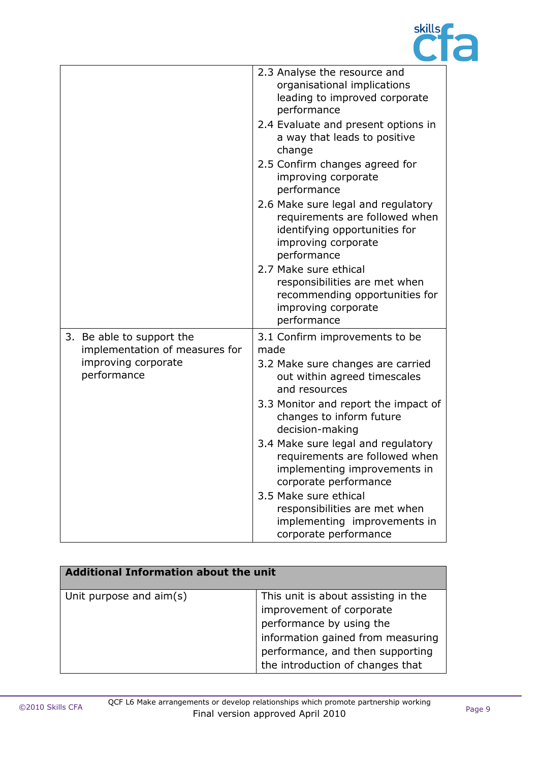| | |
|---|---|
| | 2.3 Analyse the resource and organisational implications leading to improved corporate performance<br>2.4 Evaluate and present options in a way that leads to positive change<br>2.5 Confirm changes agreed for improving corporate performance<br>2.6 Make sure legal and regulatory requirements are followed when identifying opportunities for improving corporate performance<br>2.7 Make sure ethical responsibilities are met when recommending opportunities for improving corporate performance |
| 3. Be able to support the implementation of measures for improving corporate performance | 3.1 Confirm improvements to be made<br>3.2 Make sure changes are carried out within agreed timescales and resources<br>3.3 Monitor and report the impact of changes to inform future decision-making<br>3.4 Make sure legal and regulatory requirements are followed when implementing improvements in corporate performance<br>3.5 Make sure ethical responsibilities are met when implementing improvements in corporate performance |

| **Additional Information about the unit** | |
|---|---|
| Unit purpose and aim(s) | This unit is about assisting in the improvement of corporate performance by using the information gained from measuring performance, and then supporting the introduction of changes that |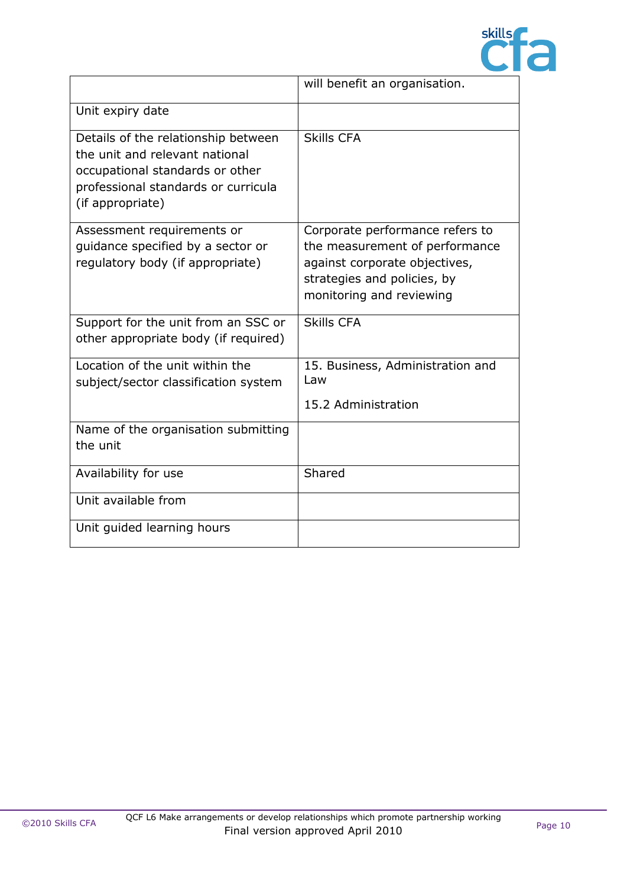| | |
|---|---|
| | will benefit an organisation. |
| Unit expiry date | |
| Details of the relationship between the unit and relevant national occupational standards or other professional standards or curricula (if appropriate) | Skills CFA |
| Assessment requirements or guidance specified by a sector or regulatory body (if appropriate) | Corporate performance refers to the measurement of performance against corporate objectives, strategies and policies, by monitoring and reviewing |
| Support for the unit from an SSC or other appropriate body (if required) | Skills CFA |
| Location of the unit within the subject/sector classification system | 15. Business, Administration and Law<br><br>15.2 Administration |
| Name of the organisation submitting the unit | |
| Availability for use | Shared |
| Unit available from | |
| Unit guided learning hours | |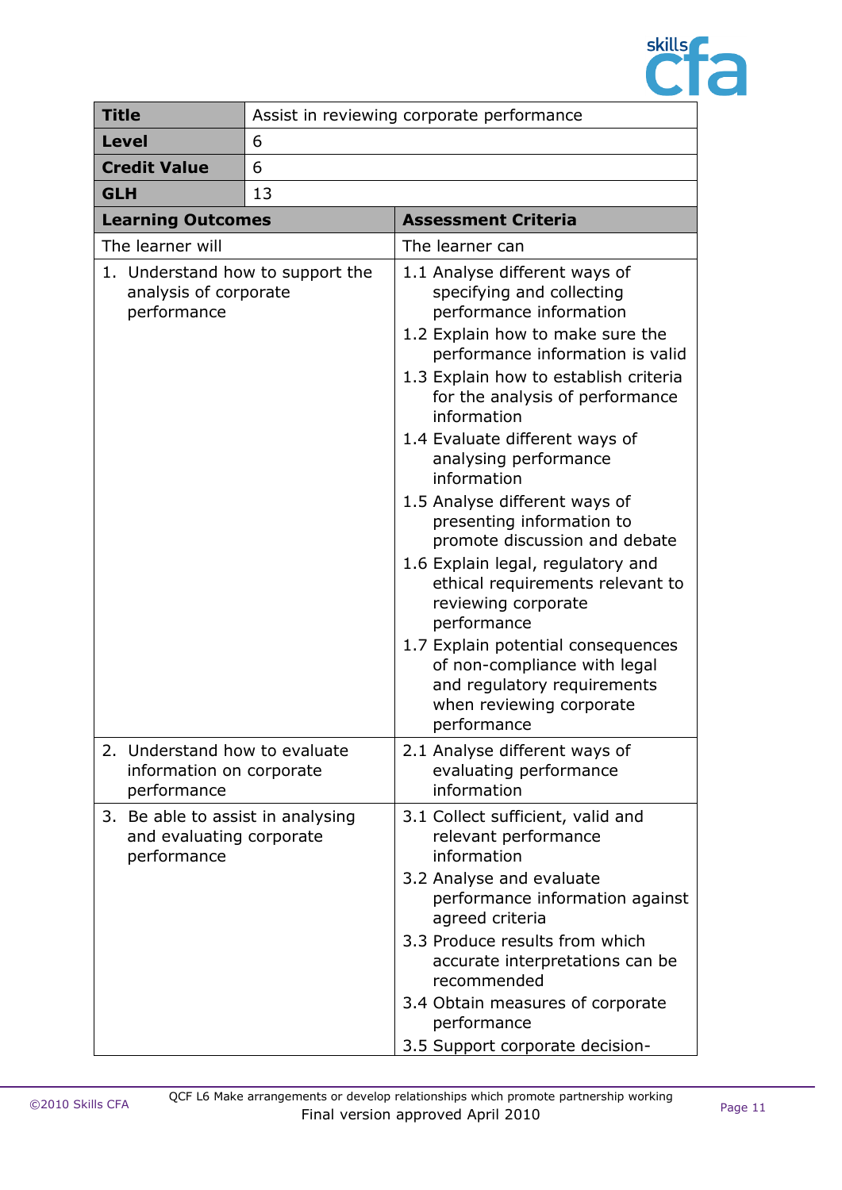| Title | Assist in reviewing corporate performance |
|---|---|
| Level | 6 |
| Credit Value | 6 |
| GLH | 13 |

| Learning Outcomes | Assessment Criteria |
|---|---|
| The learner will | The learner can |
| 1. Understand how to support the analysis of corporate performance | 1.1 Analyse different ways of specifying and collecting performance information<br>1.2 Explain how to make sure the performance information is valid<br>1.3 Explain how to establish criteria for the analysis of performance information<br>1.4 Evaluate different ways of analysing performance information<br>1.5 Analyse different ways of presenting information to promote discussion and debate<br>1.6 Explain legal, regulatory and ethical requirements relevant to reviewing corporate performance<br>1.7 Explain potential consequences of non-compliance with legal and regulatory requirements when reviewing corporate performance |
| 2. Understand how to evaluate information on corporate performance | 2.1 Analyse different ways of evaluating performance information |
| 3. Be able to assist in analysing and evaluating corporate performance | 3.1 Collect sufficient, valid and relevant performance information<br>3.2 Analyse and evaluate performance information against agreed criteria<br>3.3 Produce results from which accurate interpretations can be recommended<br>3.4 Obtain measures of corporate performance<br>3.5 Support corporate decision- |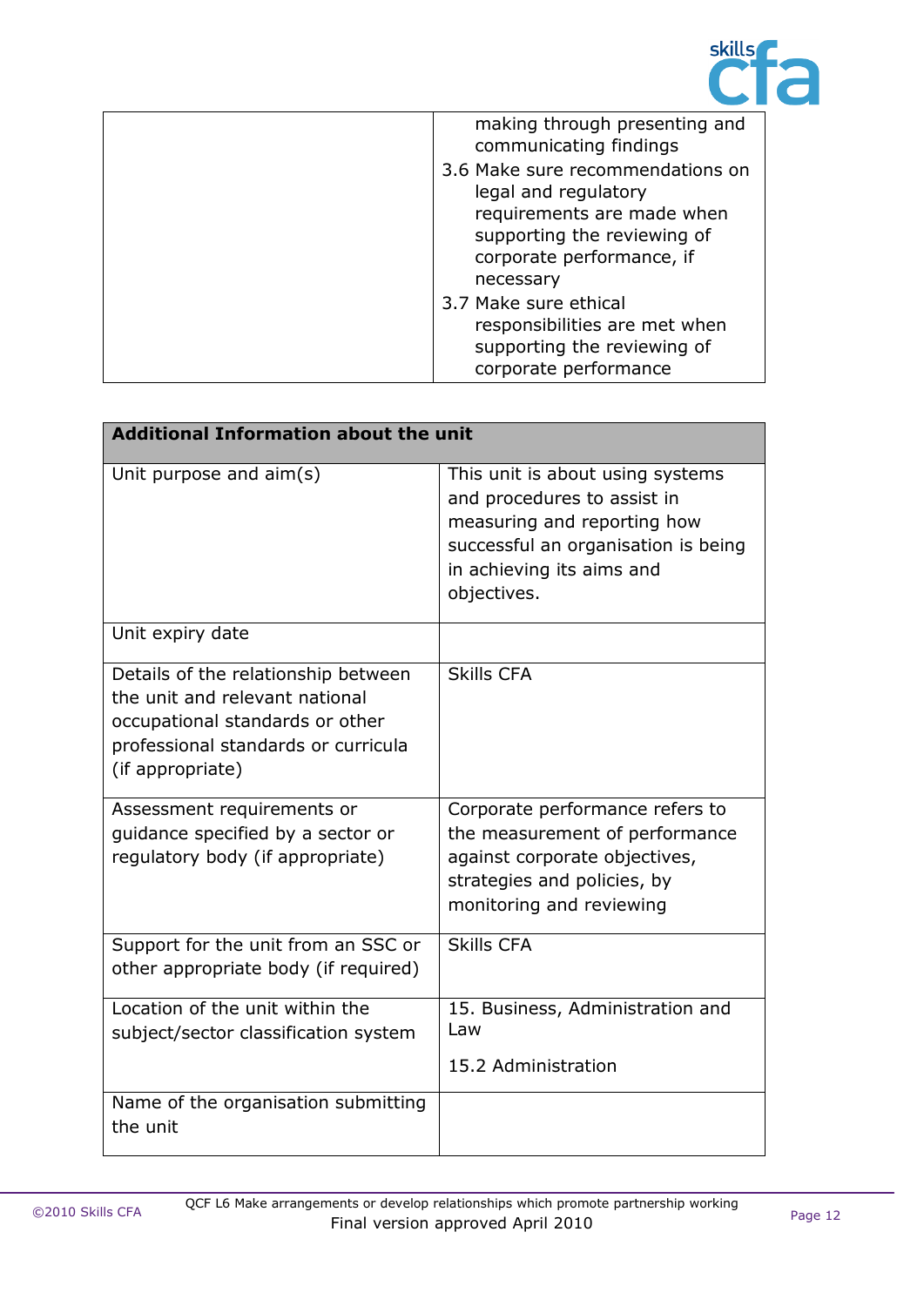| | |
|---|---|
| | making through presenting and communicating findings<br>3.6 Make sure recommendations on legal and regulatory requirements are made when supporting the reviewing of corporate performance, if necessary<br>3.7 Make sure ethical responsibilities are met when supporting the reviewing of corporate performance |

| **Additional Information about the unit** | |
|---|---|
| Unit purpose and aim(s) | This unit is about using systems and procedures to assist in measuring and reporting how successful an organisation is being in achieving its aims and objectives. |
| Unit expiry date | |
| Details of the relationship between the unit and relevant national occupational standards or other professional standards or curricula (if appropriate) | Skills CFA |
| Assessment requirements or guidance specified by a sector or regulatory body (if appropriate) | Corporate performance refers to the measurement of performance against corporate objectives, strategies and policies, by monitoring and reviewing |
| Support for the unit from an SSC or other appropriate body (if required) | Skills CFA |
| Location of the unit within the subject/sector classification system | 15. Business, Administration and Law<br><br>15.2 Administration |
| Name of the organisation submitting the unit | |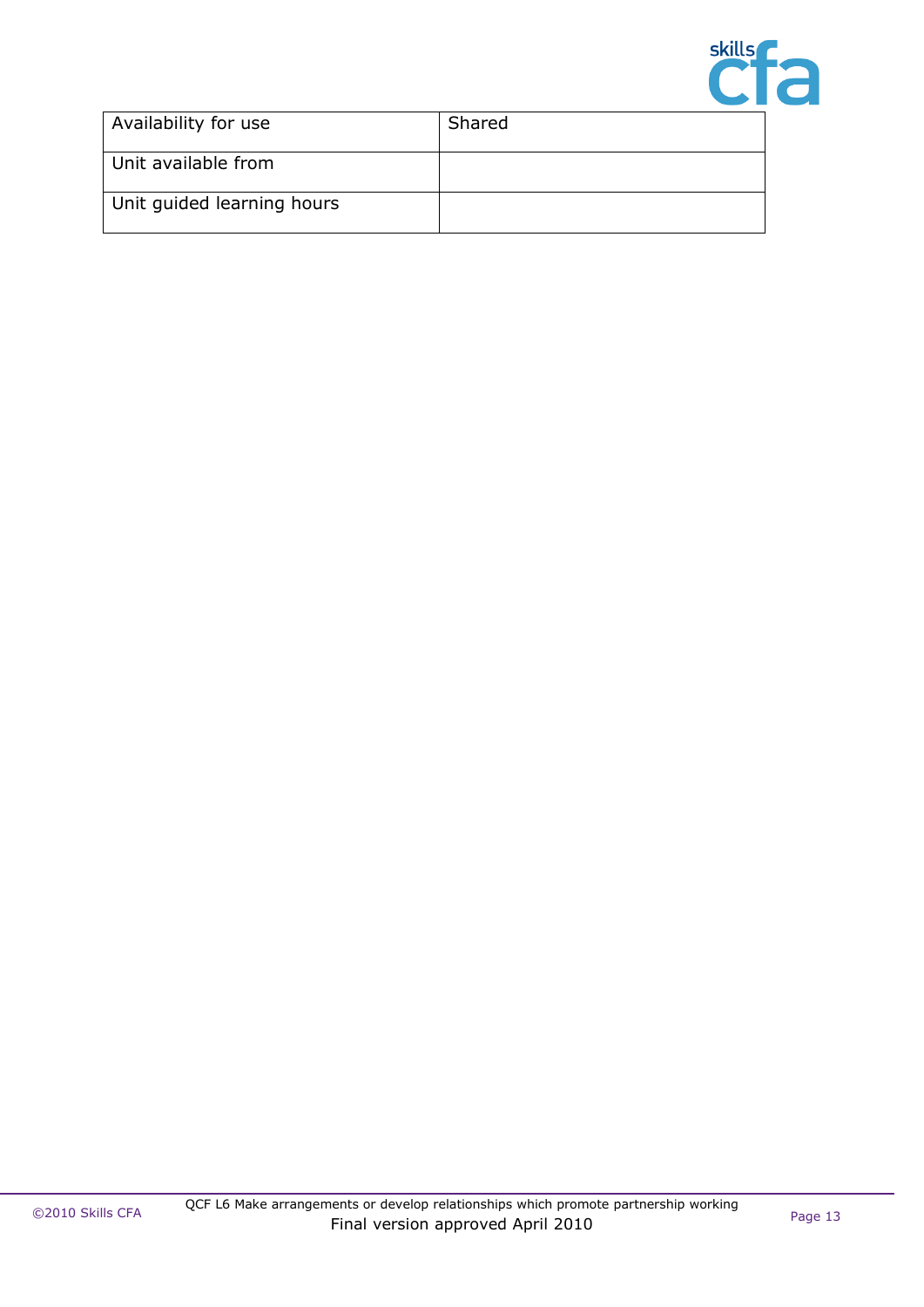| Availability for use | Shared |
|---|---|
| Unit available from | |
| Unit guided learning hours | |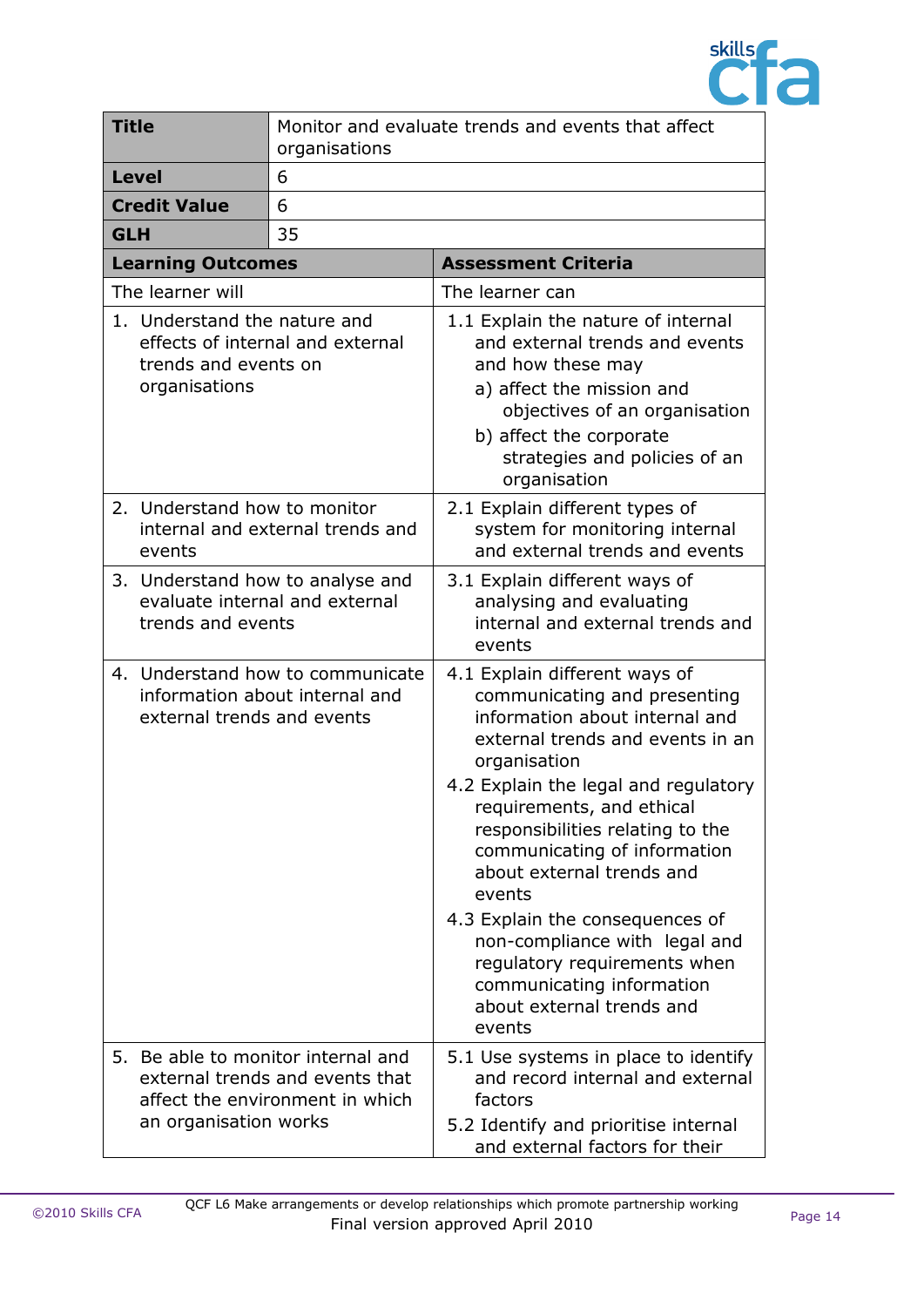| **Title** | Monitor and evaluate trends and events that affect organisations |
|---|---|
| **Level** | 6 |
| **Credit Value** | 6 |
| **GLH** | 35 |

| **Learning Outcomes** | **Assessment Criteria** |
|---|---|
| The learner will | The learner can |
| 1. Understand the nature and effects of internal and external trends and events on organisations | 1.1 Explain the nature of internal and external trends and events and how these may<br>a) affect the mission and objectives of an organisation<br>b) affect the corporate strategies and policies of an organisation |
| 2. Understand how to monitor internal and external trends and events | 2.1 Explain different types of system for monitoring internal and external trends and events |
| 3. Understand how to analyse and evaluate internal and external trends and events | 3.1 Explain different ways of analysing and evaluating internal and external trends and events |
| 4. Understand how to communicate information about internal and external trends and events | 4.1 Explain different ways of communicating and presenting information about internal and external trends and events in an organisation<br>4.2 Explain the legal and regulatory requirements, and ethical responsibilities relating to the communicating of information about external trends and events<br>4.3 Explain the consequences of non-compliance with legal and regulatory requirements when communicating information about external trends and events |
| 5. Be able to monitor internal and external trends and events that affect the environment in which an organisation works | 5.1 Use systems in place to identify and record internal and external factors<br>5.2 Identify and prioritise internal and external factors for their |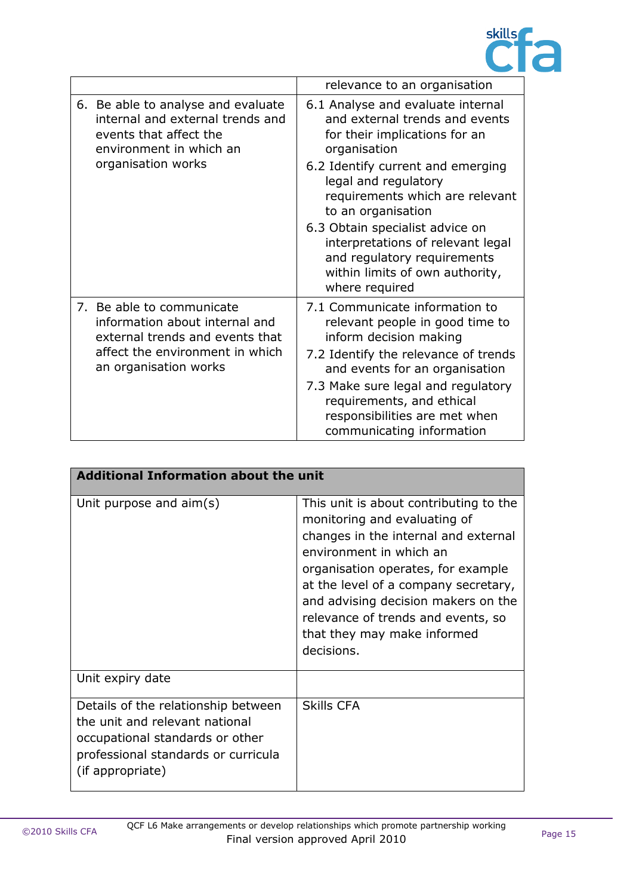| | |
|---|---|
| | relevance to an organisation |
| 6. Be able to analyse and evaluate internal and external trends and events that affect the environment in which an organisation works | 6.1 Analyse and evaluate internal and external trends and events for their implications for an organisation<br>6.2 Identify current and emerging legal and regulatory requirements which are relevant to an organisation<br>6.3 Obtain specialist advice on interpretations of relevant legal and regulatory requirements within limits of own authority, where required |
| 7. Be able to communicate information about internal and external trends and events that affect the environment in which an organisation works | 7.1 Communicate information to relevant people in good time to inform decision making<br>7.2 Identify the relevance of trends and events for an organisation<br>7.3 Make sure legal and regulatory requirements, and ethical responsibilities are met when communicating information |

| **Additional Information about the unit** | |
|---|---|
| Unit purpose and aim(s) | This unit is about contributing to the monitoring and evaluating of changes in the internal and external environment in which an organisation operates, for example at the level of a company secretary, and advising decision makers on the relevance of trends and events, so that they may make informed decisions. |
| Unit expiry date | |
| Details of the relationship between the unit and relevant national occupational standards or other professional standards or curricula (if appropriate) | Skills CFA |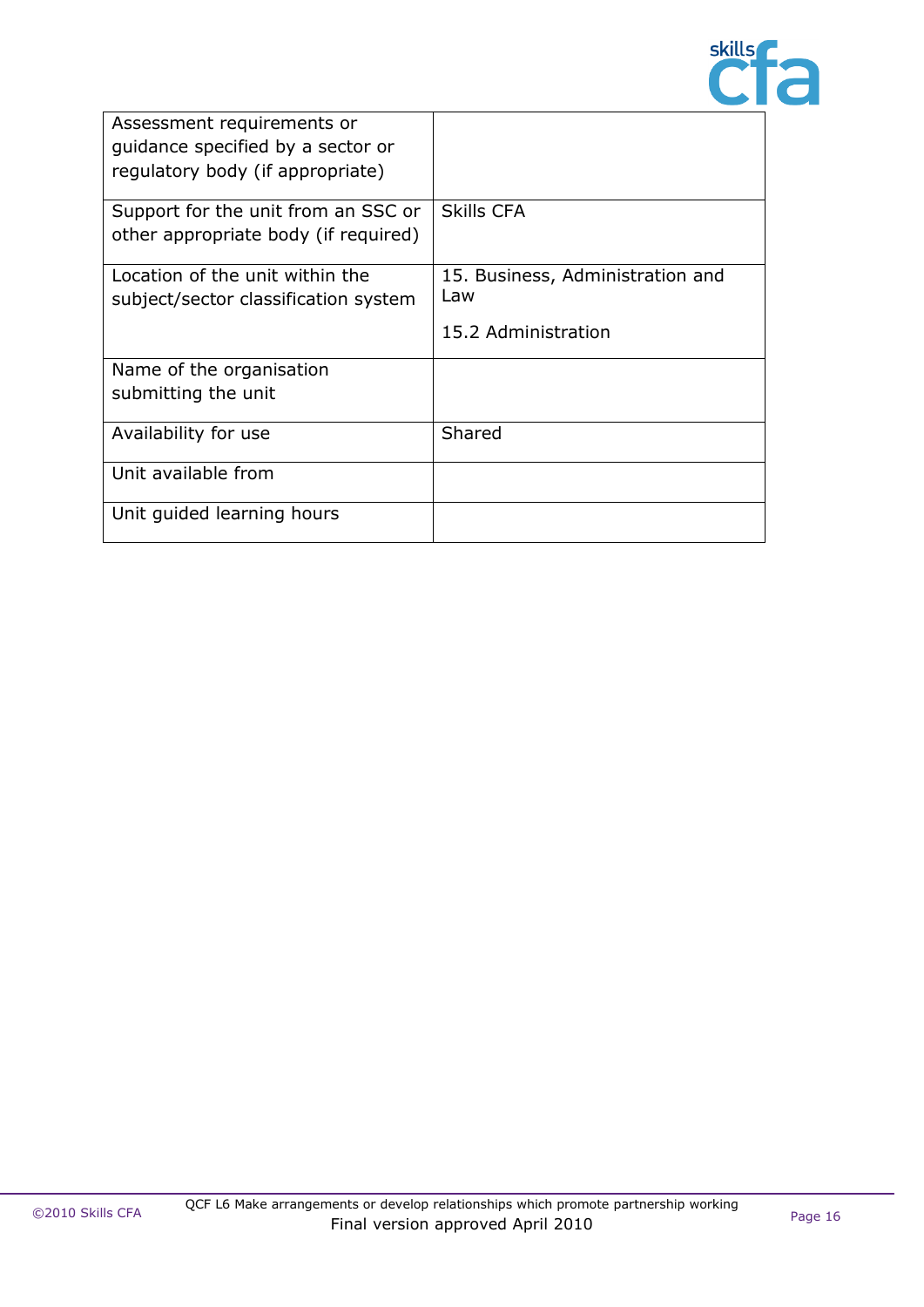| | |
|---|---|
| Assessment requirements or guidance specified by a sector or regulatory body (if appropriate) | |
| Support for the unit from an SSC or other appropriate body (if required) | Skills CFA |
| Location of the unit within the subject/sector classification system | 15. Business, Administration and Law<br><br>15.2 Administration |
| Name of the organisation submitting the unit | |
| Availability for use | Shared |
| Unit available from | |
| Unit guided learning hours | |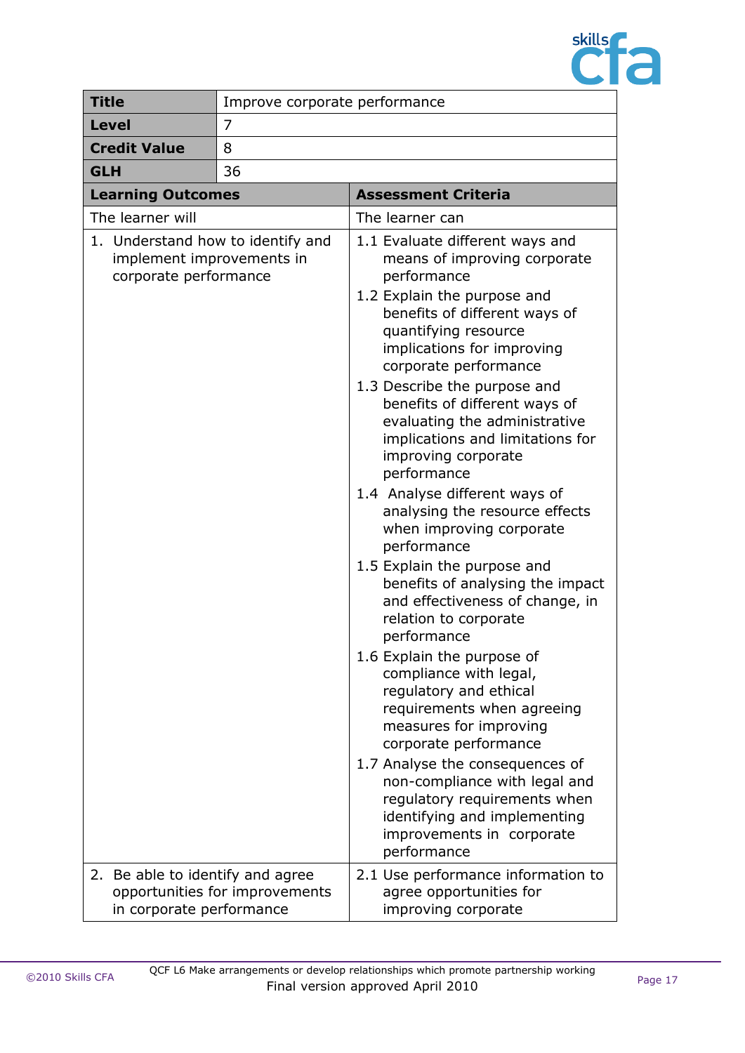| **Title** | Improve corporate performance |
|---|---|
| **Level** | 7 |
| **Credit Value** | 8 |
| **GLH** | 36 |

| **Learning Outcomes** | **Assessment Criteria** |
|---|---|
| The learner will | The learner can |
| 1. Understand how to identify and implement improvements in corporate performance | 1.1 Evaluate different ways and means of improving corporate performance<br>1.2 Explain the purpose and benefits of different ways of quantifying resource implications for improving corporate performance<br>1.3 Describe the purpose and benefits of different ways of evaluating the administrative implications and limitations for improving corporate performance<br>1.4 Analyse different ways of analysing the resource effects when improving corporate performance<br>1.5 Explain the purpose and benefits of analysing the impact and effectiveness of change, in relation to corporate performance<br>1.6 Explain the purpose of compliance with legal, regulatory and ethical requirements when agreeing measures for improving corporate performance<br>1.7 Analyse the consequences of non-compliance with legal and regulatory requirements when identifying and implementing improvements in corporate performance |
| 2. Be able to identify and agree opportunities for improvements in corporate performance | 2.1 Use performance information to agree opportunities for improving corporate |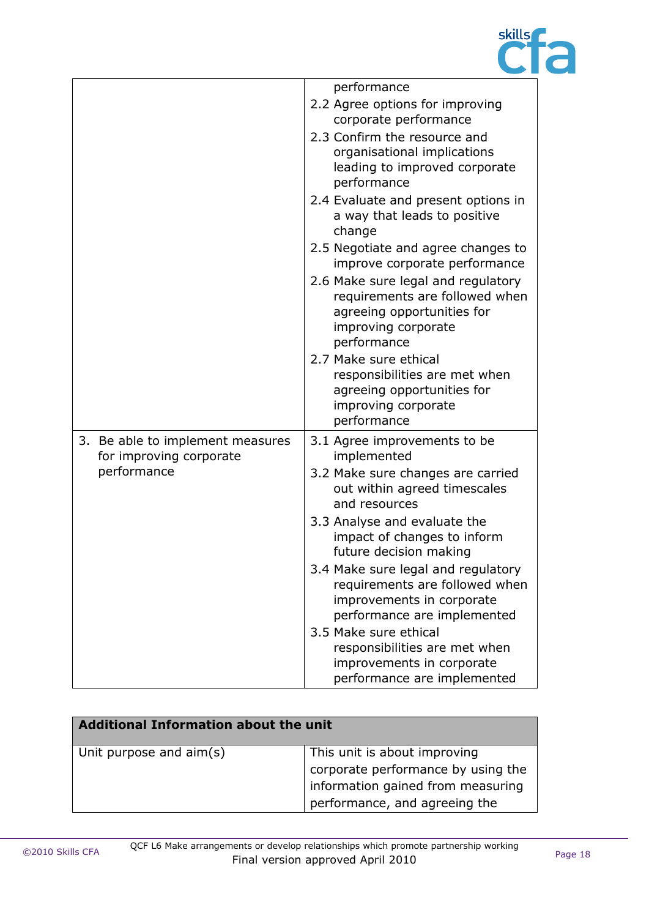| | |
|---|---|
| | performance<br>2.2 Agree options for improving corporate performance<br>2.3 Confirm the resource and organisational implications leading to improved corporate performance<br>2.4 Evaluate and present options in a way that leads to positive change<br>2.5 Negotiate and agree changes to improve corporate performance<br>2.6 Make sure legal and regulatory requirements are followed when agreeing opportunities for improving corporate performance<br>2.7 Make sure ethical responsibilities are met when agreeing opportunities for improving corporate performance |
| 3. Be able to implement measures for improving corporate performance | 3.1 Agree improvements to be implemented<br>3.2 Make sure changes are carried out within agreed timescales and resources<br>3.3 Analyse and evaluate the impact of changes to inform future decision making<br>3.4 Make sure legal and regulatory requirements are followed when improvements in corporate performance are implemented<br>3.5 Make sure ethical responsibilities are met when improvements in corporate performance are implemented |

| **Additional Information about the unit** | |
|---|---|
| Unit purpose and aim(s) | This unit is about improving corporate performance by using the information gained from measuring performance, and agreeing the |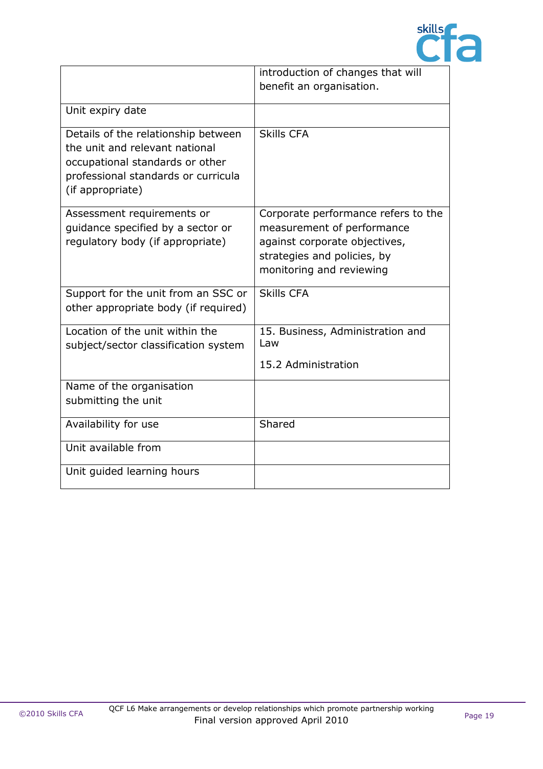| | |
|---|---|
| | introduction of changes that will benefit an organisation. |
| Unit expiry date | |
| Details of the relationship between the unit and relevant national occupational standards or other professional standards or curricula (if appropriate) | Skills CFA |
| Assessment requirements or guidance specified by a sector or regulatory body (if appropriate) | Corporate performance refers to the measurement of performance against corporate objectives, strategies and policies, by monitoring and reviewing |
| Support for the unit from an SSC or other appropriate body (if required) | Skills CFA |
| Location of the unit within the subject/sector classification system | 15. Business, Administration and Law<br><br>15.2 Administration |
| Name of the organisation submitting the unit | |
| Availability for use | Shared |
| Unit available from | |
| Unit guided learning hours | |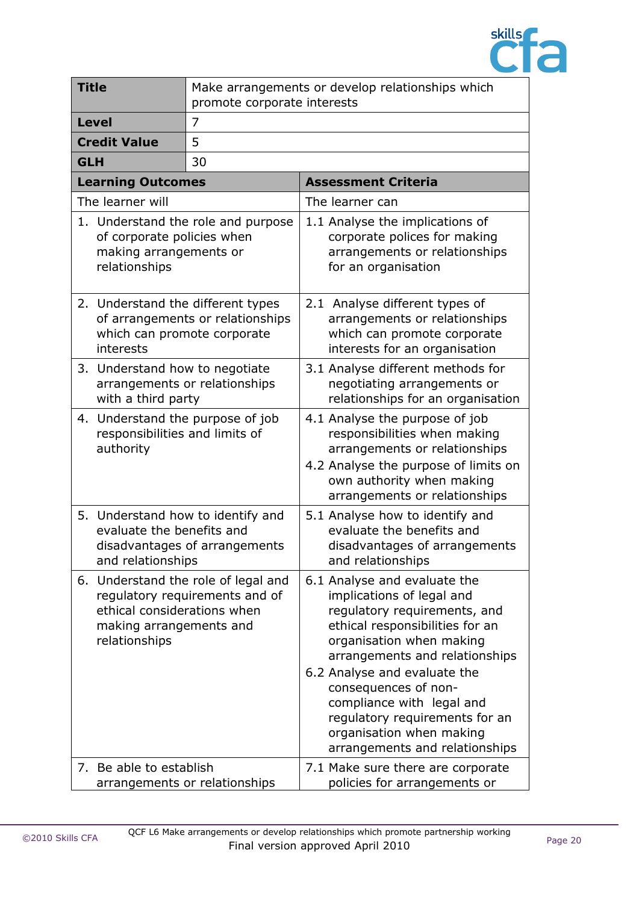| **Title** | Make arrangements or develop relationships which promote corporate interests |
|---|---|
| **Level** | 7 |
| **Credit Value** | 5 |
| **GLH** | 30 |

| **Learning Outcomes** | **Assessment Criteria** |
|---|---|
| The learner will | The learner can |
| 1. Understand the role and purpose of corporate policies when making arrangements or relationships | 1.1 Analyse the implications of corporate polices for making arrangements or relationships for an organisation |
| 2. Understand the different types of arrangements or relationships which can promote corporate interests | 2.1 Analyse different types of arrangements or relationships which can promote corporate interests for an organisation |
| 3. Understand how to negotiate arrangements or relationships with a third party | 3.1 Analyse different methods for negotiating arrangements or relationships for an organisation |
| 4. Understand the purpose of job responsibilities and limits of authority | 4.1 Analyse the purpose of job responsibilities when making arrangements or relationships<br>4.2 Analyse the purpose of limits on own authority when making arrangements or relationships |
| 5. Understand how to identify and evaluate the benefits and disadvantages of arrangements and relationships | 5.1 Analyse how to identify and evaluate the benefits and disadvantages of arrangements and relationships |
| 6. Understand the role of legal and regulatory requirements and of ethical considerations when making arrangements and relationships | 6.1 Analyse and evaluate the implications of legal and regulatory requirements, and ethical responsibilities for an organisation when making arrangements and relationships<br>6.2 Analyse and evaluate the consequences of non-compliance with legal and regulatory requirements for an organisation when making arrangements and relationships |
| 7. Be able to establish arrangements or relationships | 7.1 Make sure there are corporate policies for arrangements or |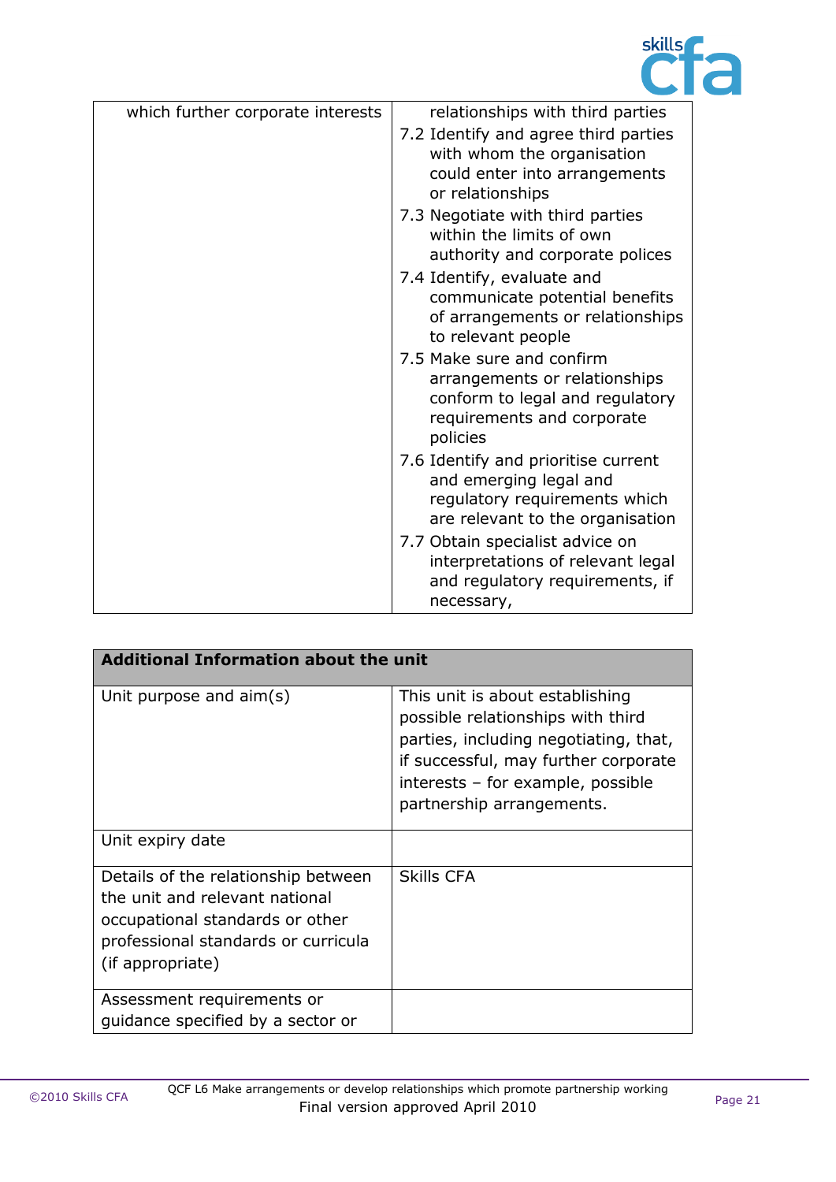| | |
|---|---|
| which further corporate interests | relationships with third parties<br>7.2 Identify and agree third parties with whom the organisation could enter into arrangements or relationships<br>7.3 Negotiate with third parties within the limits of own authority and corporate polices<br>7.4 Identify, evaluate and communicate potential benefits of arrangements or relationships to relevant people<br>7.5 Make sure and confirm arrangements or relationships conform to legal and regulatory requirements and corporate policies<br>7.6 Identify and prioritise current and emerging legal and regulatory requirements which are relevant to the organisation<br>7.7 Obtain specialist advice on interpretations of relevant legal and regulatory requirements, if necessary, |

| **Additional Information about the unit** | |
|---|---|
| Unit purpose and aim(s) | This unit is about establishing possible relationships with third parties, including negotiating, that, if successful, may further corporate interests – for example, possible partnership arrangements. |
| Unit expiry date | |
| Details of the relationship between the unit and relevant national occupational standards or other professional standards or curricula (if appropriate) | Skills CFA |
| Assessment requirements or guidance specified by a sector or | |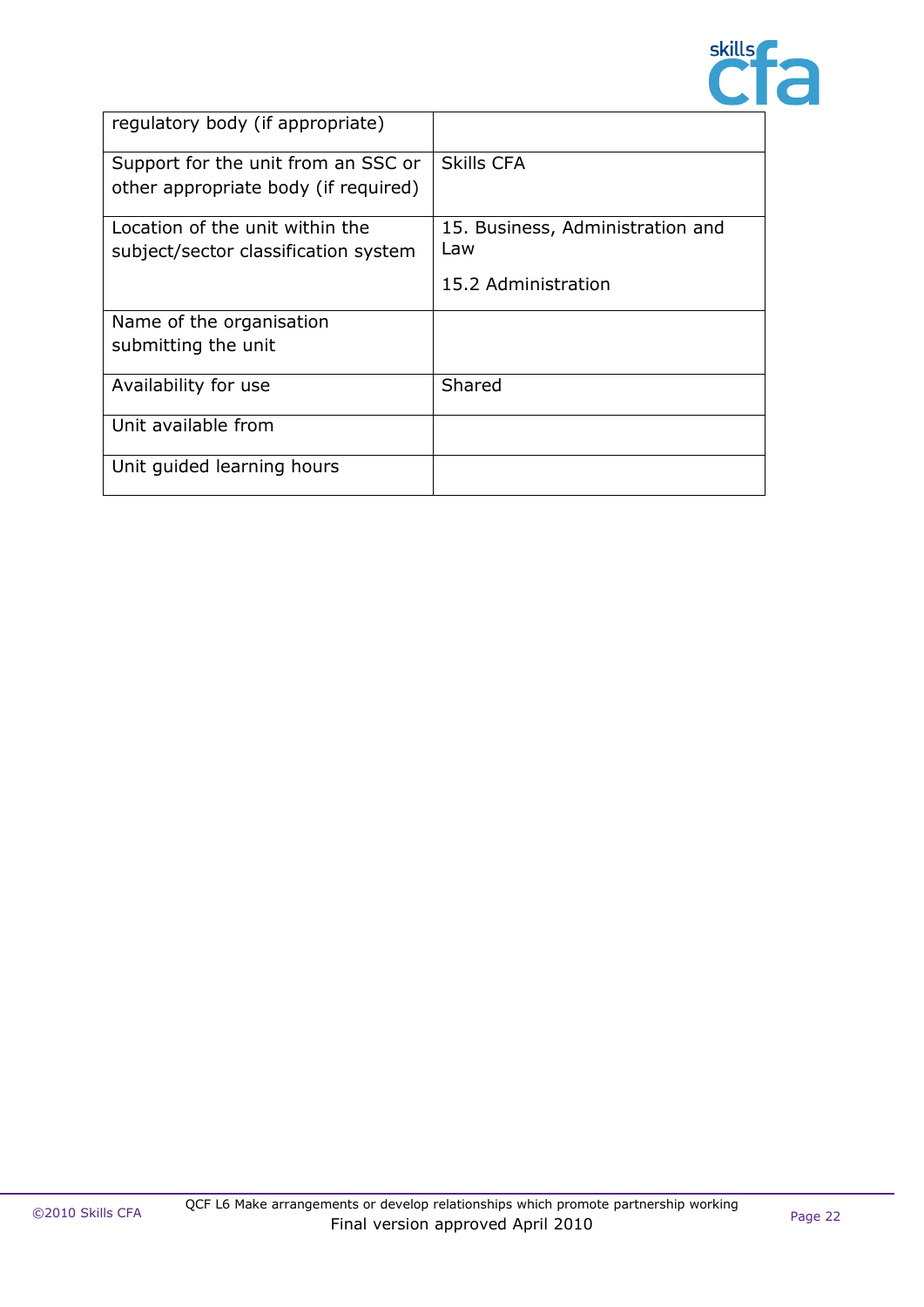| regulatory body (if appropriate) | |
|---|---|
| Support for the unit from an SSC or other appropriate body (if required) | Skills CFA |
| Location of the unit within the subject/sector classification system | 15. Business, Administration and Law<br><br>15.2 Administration |
| Name of the organisation submitting the unit | |
| Availability for use | Shared |
| Unit available from | |
| Unit guided learning hours | |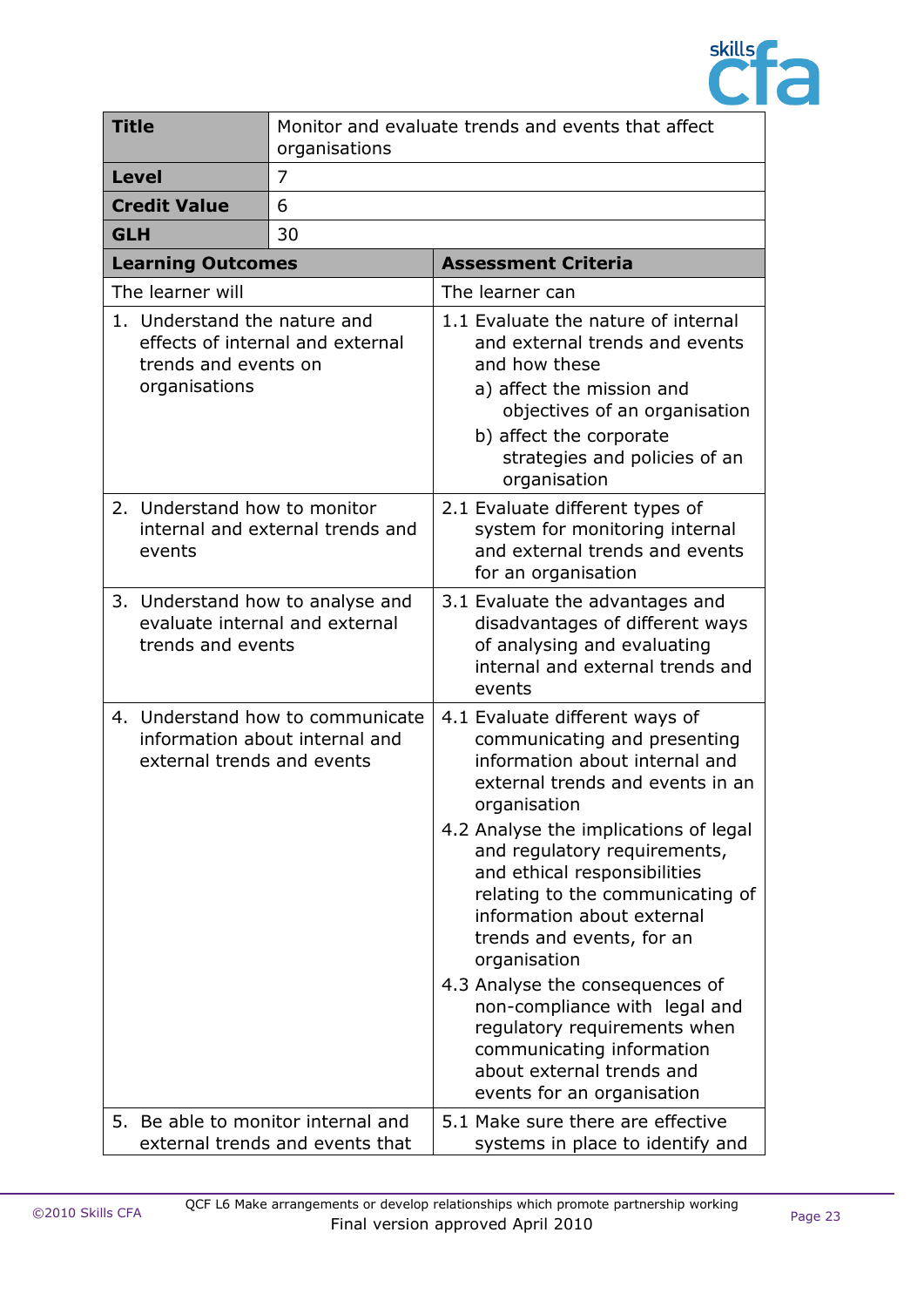| **Title** | Monitor and evaluate trends and events that affect organisations |
|---|---|
| **Level** | 7 |
| **Credit Value** | 6 |
| **GLH** | 30 |

| **Learning Outcomes** | **Assessment Criteria** |
|---|---|
| The learner will | The learner can |
| 1. Understand the nature and effects of internal and external trends and events on organisations | 1.1 Evaluate the nature of internal and external trends and events and how these<br>a) affect the mission and objectives of an organisation<br>b) affect the corporate strategies and policies of an organisation |
| 2. Understand how to monitor internal and external trends and events | 2.1 Evaluate different types of system for monitoring internal and external trends and events for an organisation |
| 3. Understand how to analyse and evaluate internal and external trends and events | 3.1 Evaluate the advantages and disadvantages of different ways of analysing and evaluating internal and external trends and events |
| 4. Understand how to communicate information about internal and external trends and events | 4.1 Evaluate different ways of communicating and presenting information about internal and external trends and events in an organisation<br>4.2 Analyse the implications of legal and regulatory requirements, and ethical responsibilities relating to the communicating of information about external trends and events, for an organisation<br>4.3 Analyse the consequences of non-compliance with legal and regulatory requirements when communicating information about external trends and events for an organisation |
| 5. Be able to monitor internal and external trends and events that | 5.1 Make sure there are effective systems in place to identify and |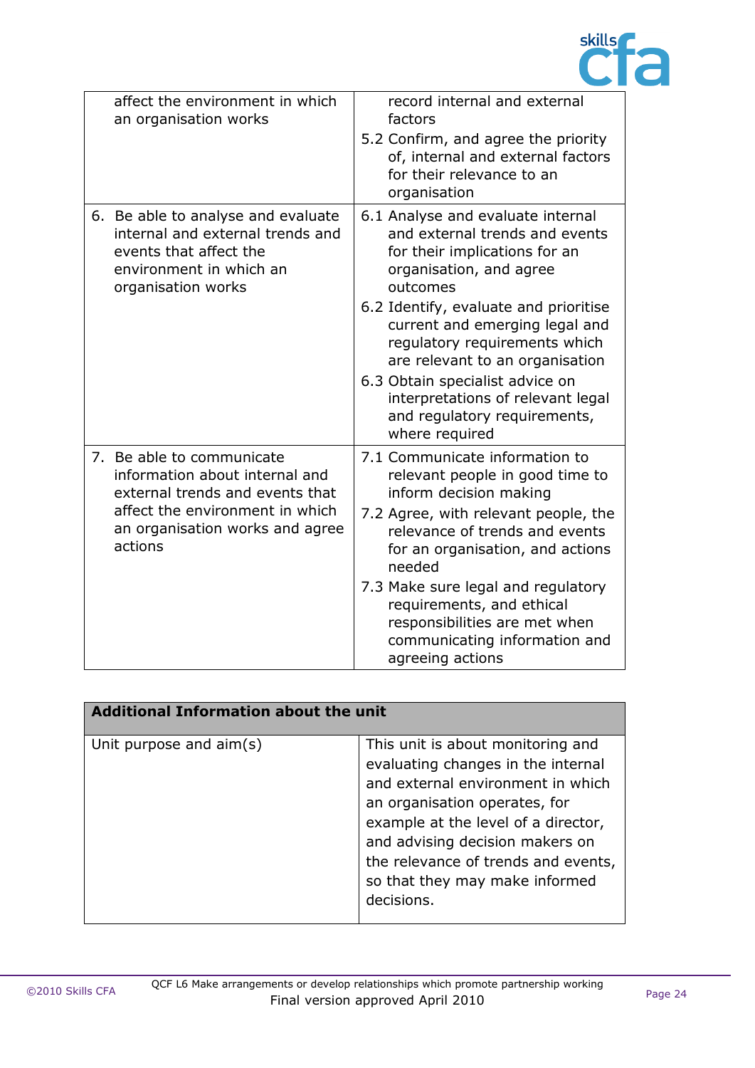| | |
|---|---|
| affect the environment in which an organisation works | record internal and external factors<br>5.2 Confirm, and agree the priority of, internal and external factors for their relevance to an organisation |
| 6. Be able to analyse and evaluate internal and external trends and events that affect the environment in which an organisation works | 6.1 Analyse and evaluate internal and external trends and events for their implications for an organisation, and agree outcomes<br>6.2 Identify, evaluate and prioritise current and emerging legal and regulatory requirements which are relevant to an organisation<br>6.3 Obtain specialist advice on interpretations of relevant legal and regulatory requirements, where required |
| 7. Be able to communicate information about internal and external trends and events that affect the environment in which an organisation works and agree actions | 7.1 Communicate information to relevant people in good time to inform decision making<br>7.2 Agree, with relevant people, the relevance of trends and events for an organisation, and actions needed<br>7.3 Make sure legal and regulatory requirements, and ethical responsibilities are met when communicating information and agreeing actions |

| **Additional Information about the unit** | |
|---|---|
| Unit purpose and aim(s) | This unit is about monitoring and evaluating changes in the internal and external environment in which an organisation operates, for example at the level of a director, and advising decision makers on the relevance of trends and events, so that they may make informed decisions. |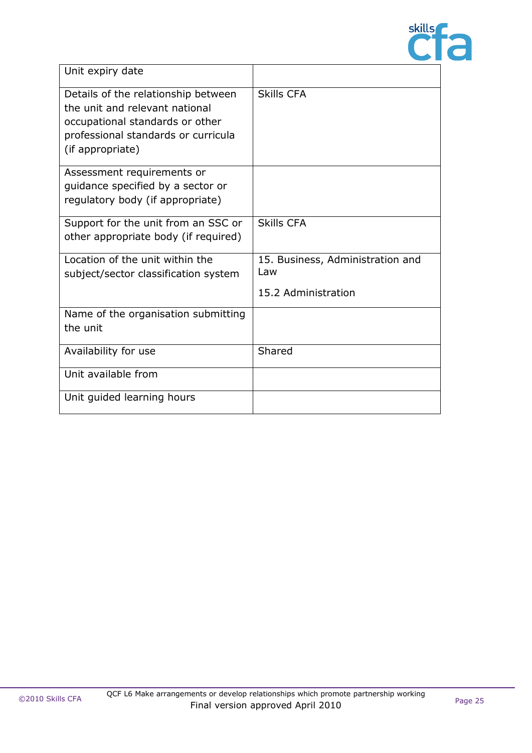| | |
|---|---|
| Unit expiry date | |
| Details of the relationship between the unit and relevant national occupational standards or other professional standards or curricula (if appropriate) | Skills CFA |
| Assessment requirements or guidance specified by a sector or regulatory body (if appropriate) | |
| Support for the unit from an SSC or other appropriate body (if required) | Skills CFA |
| Location of the unit within the subject/sector classification system | 15. Business, Administration and Law<br><br>15.2 Administration |
| Name of the organisation submitting the unit | |
| Availability for use | Shared |
| Unit available from | |
| Unit guided learning hours | |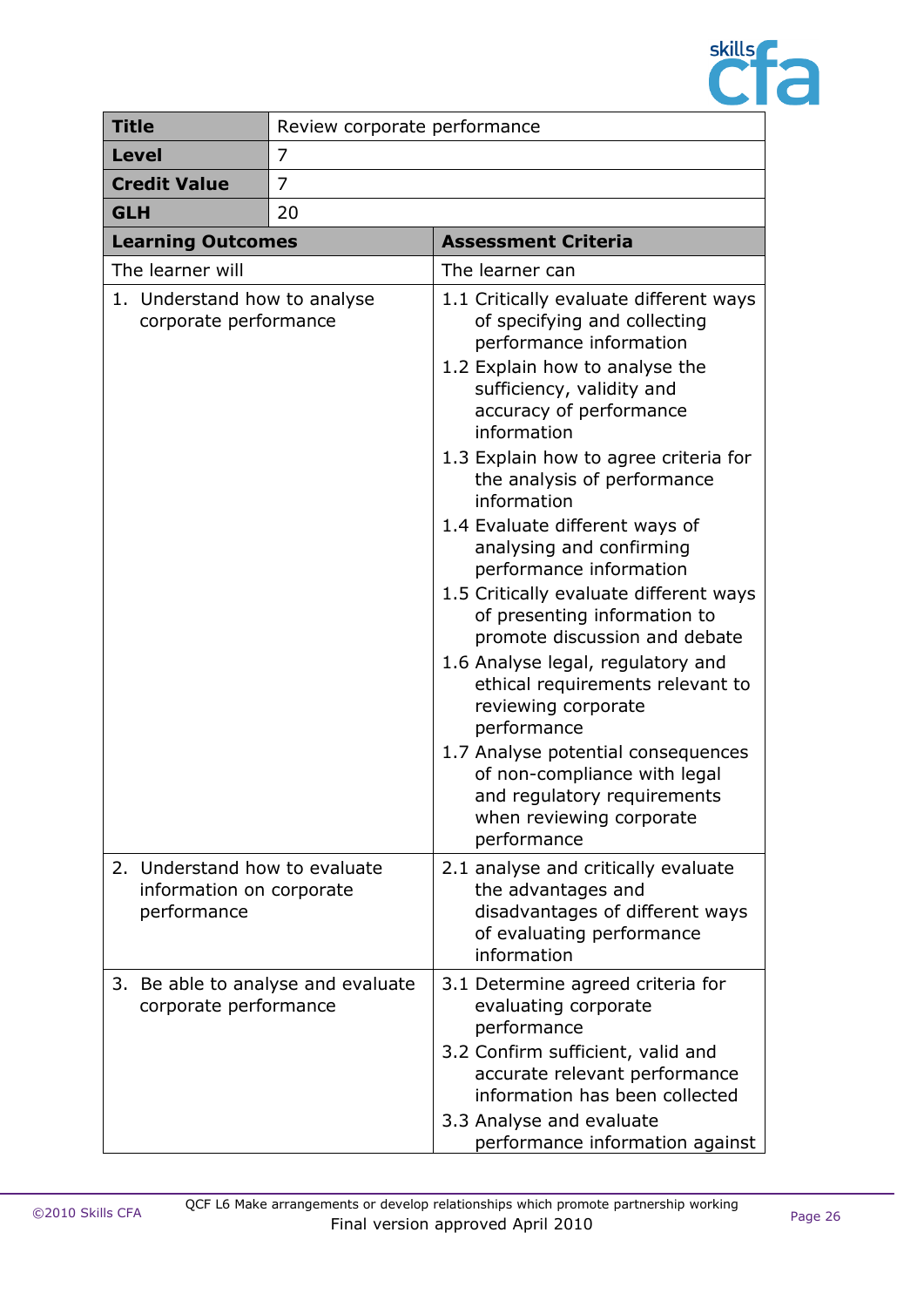| **Title** | Review corporate performance |
|---|---|
| **Level** | 7 |
| **Credit Value** | 7 |
| **GLH** | 20 |

| **Learning Outcomes** | **Assessment Criteria** |
|---|---|
| The learner will | The learner can |
| 1. Understand how to analyse corporate performance | 1.1 Critically evaluate different ways of specifying and collecting performance information<br>1.2 Explain how to analyse the sufficiency, validity and accuracy of performance information<br>1.3 Explain how to agree criteria for the analysis of performance information<br>1.4 Evaluate different ways of analysing and confirming performance information<br>1.5 Critically evaluate different ways of presenting information to promote discussion and debate<br>1.6 Analyse legal, regulatory and ethical requirements relevant to reviewing corporate performance<br>1.7 Analyse potential consequences of non-compliance with legal and regulatory requirements when reviewing corporate performance |
| 2. Understand how to evaluate information on corporate performance | 2.1 analyse and critically evaluate the advantages and disadvantages of different ways of evaluating performance information |
| 3. Be able to analyse and evaluate corporate performance | 3.1 Determine agreed criteria for evaluating corporate performance<br>3.2 Confirm sufficient, valid and accurate relevant performance information has been collected<br>3.3 Analyse and evaluate performance information against |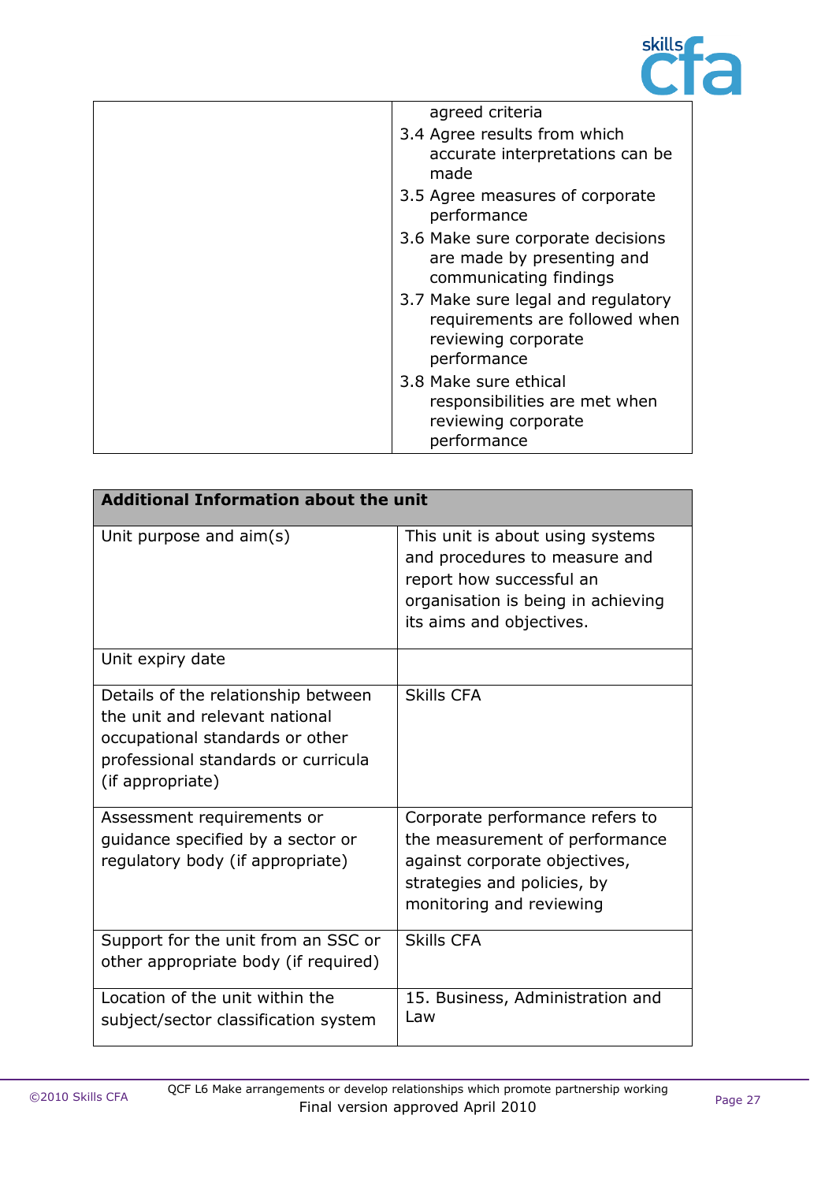| | agreed criteria<br>3.4 Agree results from which accurate interpretations can be made<br>3.5 Agree measures of corporate performance<br>3.6 Make sure corporate decisions are made by presenting and communicating findings<br>3.7 Make sure legal and regulatory requirements are followed when reviewing corporate performance<br>3.8 Make sure ethical responsibilities are met when reviewing corporate performance |
|---|---|

| **Additional Information about the unit** | |
|---|---|
| Unit purpose and aim(s) | This unit is about using systems and procedures to measure and report how successful an organisation is being in achieving its aims and objectives. |
| Unit expiry date | |
| Details of the relationship between the unit and relevant national occupational standards or other professional standards or curricula (if appropriate) | Skills CFA |
| Assessment requirements or guidance specified by a sector or regulatory body (if appropriate) | Corporate performance refers to the measurement of performance against corporate objectives, strategies and policies, by monitoring and reviewing |
| Support for the unit from an SSC or other appropriate body (if required) | Skills CFA |
| Location of the unit within the subject/sector classification system | 15. Business, Administration and Law |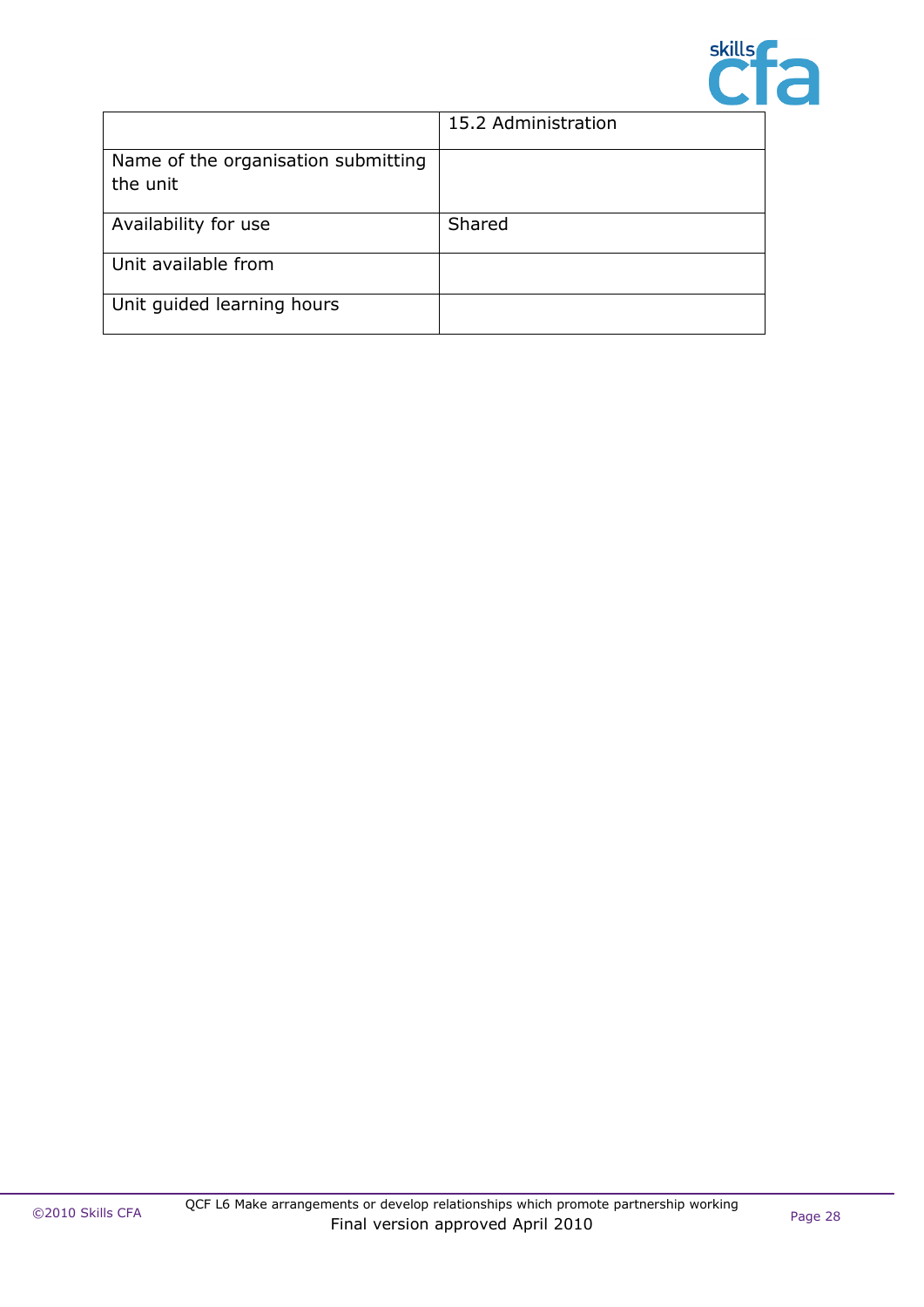| | 15.2 Administration |
|---|---|
| Name of the organisation submitting the unit | |
| Availability for use | Shared |
| Unit available from | |
| Unit guided learning hours | |